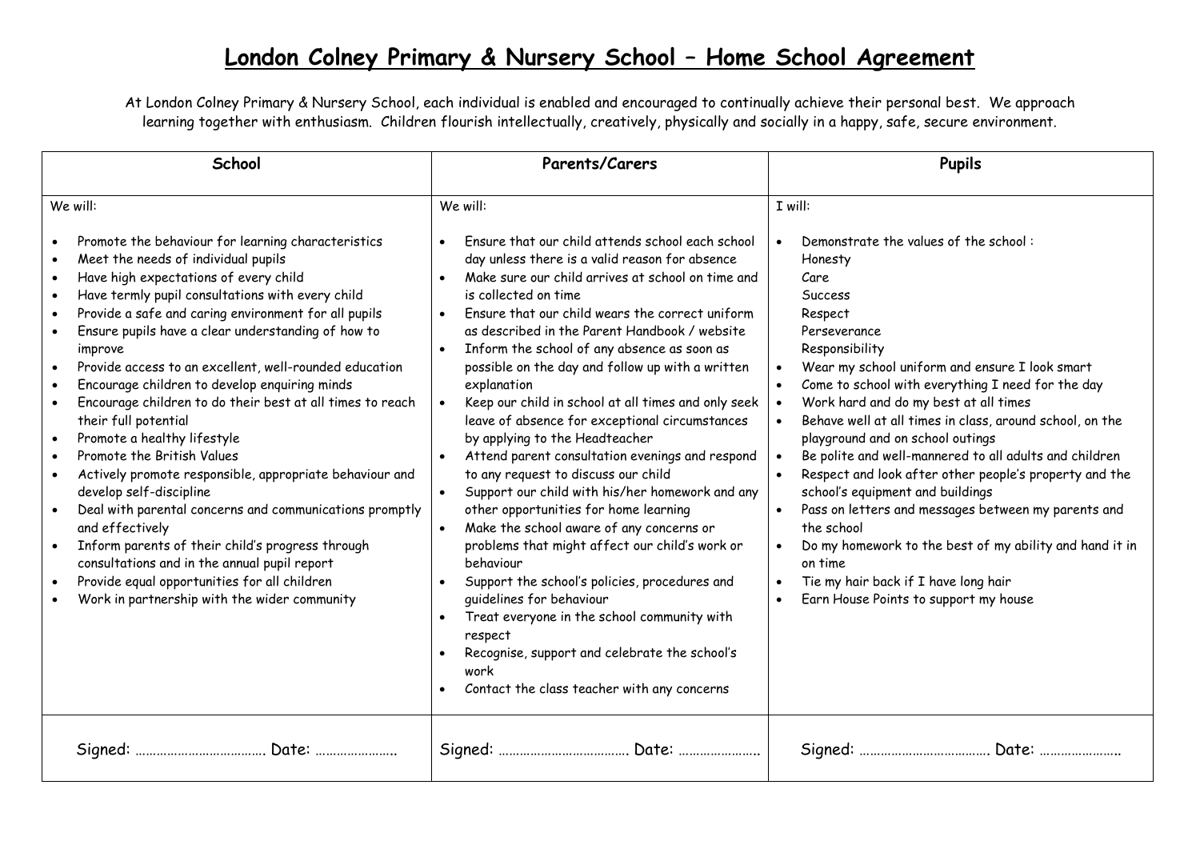# London Colney Primary & Nursery School – Home School Agreement

At London Colney Primary & Nursery School, each individual is enabled and encouraged to continually achieve their personal best. We approach learning together with enthusiasm. Children flourish intellectually, creatively, physically and socially in a happy, safe, secure environment.

| School | Parents/Carers | Pupils |
|---|---|---|
| We will:<br><br>• Promote the behaviour for learning characteristics<br>• Meet the needs of individual pupils<br>• Have high expectations of every child<br>• Have termly pupil consultations with every child<br>• Provide a safe and caring environment for all pupils<br>• Ensure pupils have a clear understanding of how to improve<br>• Provide access to an excellent, well-rounded education<br>• Encourage children to develop enquiring minds<br>• Encourage children to do their best at all times to reach their full potential<br>• Promote a healthy lifestyle<br>• Promote the British Values<br>• Actively promote responsible, appropriate behaviour and develop self-discipline<br>• Deal with parental concerns and communications promptly and effectively<br>• Inform parents of their child's progress through consultations and in the annual pupil report<br>• Provide equal opportunities for all children<br>• Work in partnership with the wider community | We will:<br><br>• Ensure that our child attends school each school day unless there is a valid reason for absence<br>• Make sure our child arrives at school on time and is collected on time<br>• Ensure that our child wears the correct uniform as described in the Parent Handbook / website<br>• Inform the school of any absence as soon as possible on the day and follow up with a written explanation<br>• Keep our child in school at all times and only seek leave of absence for exceptional circumstances by applying to the Headteacher<br>• Attend parent consultation evenings and respond to any request to discuss our child<br>• Support our child with his/her homework and any other opportunities for home learning<br>• Make the school aware of any concerns or problems that might affect our child's work or behaviour<br>• Support the school's policies, procedures and guidelines for behaviour<br>• Treat everyone in the school community with respect<br>• Recognise, support and celebrate the school's work<br>• Contact the class teacher with any concerns | I will:<br><br>• Demonstrate the values of the school :<br>Honesty<br>Care<br>Success<br>Respect<br>Perseverance<br>Responsibility<br>• Wear my school uniform and ensure I look smart<br>• Come to school with everything I need for the day<br>• Work hard and do my best at all times<br>• Behave well at all times in class, around school, on the playground and on school outings<br>• Be polite and well-mannered to all adults and children<br>• Respect and look after other people's property and the school's equipment and buildings<br>• Pass on letters and messages between my parents and the school<br>• Do my homework to the best of my ability and hand it in on time<br>• Tie my hair back if I have long hair<br>• Earn House Points to support my house |
| Signed: ………………………………. Date: ………………….. | Signed: ………………………………. Date: ………………….. | Signed: ………………………………. Date: ………………….. |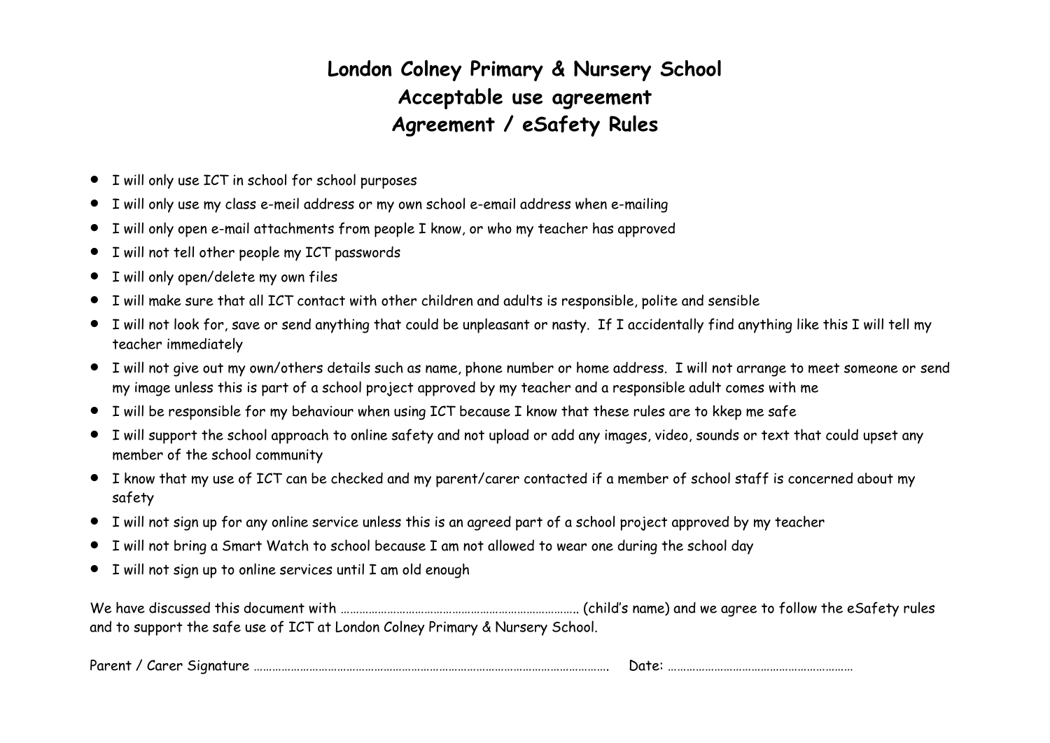# London Colney Primary & Nursery School
# Acceptable use agreement
# Agreement / eSafety Rules

- I will only use ICT in school for school purposes
- I will only use my class e-meil address or my own school e-email address when e-mailing
- I will only open e-mail attachments from people I know, or who my teacher has approved
- I will not tell other people my ICT passwords
- I will only open/delete my own files
- I will make sure that all ICT contact with other children and adults is responsible, polite and sensible
- I will not look for, save or send anything that could be unpleasant or nasty. If I accidentally find anything like this I will tell my teacher immediately
- I will not give out my own/others details such as name, phone number or home address. I will not arrange to meet someone or send my image unless this is part of a school project approved by my teacher and a responsible adult comes with me
- I will be responsible for my behaviour when using ICT because I know that these rules are to kkep me safe
- I will support the school approach to online safety and not upload or add any images, video, sounds or text that could upset any member of the school community
- I know that my use of ICT can be checked and my parent/carer contacted if a member of school staff is concerned about my safety
- I will not sign up for any online service unless this is an agreed part of a school project approved by my teacher
- I will not bring a Smart Watch to school because I am not allowed to wear one during the school day
- I will not sign up to online services until I am old enough

We have discussed this document with ………………………………………………………………… (child's name) and we agree to follow the eSafety rules and to support the safe use of ICT at London Colney Primary & Nursery School.

Parent / Carer Signature ……………………………………………………………………………………………… Date: ……………………………………………………